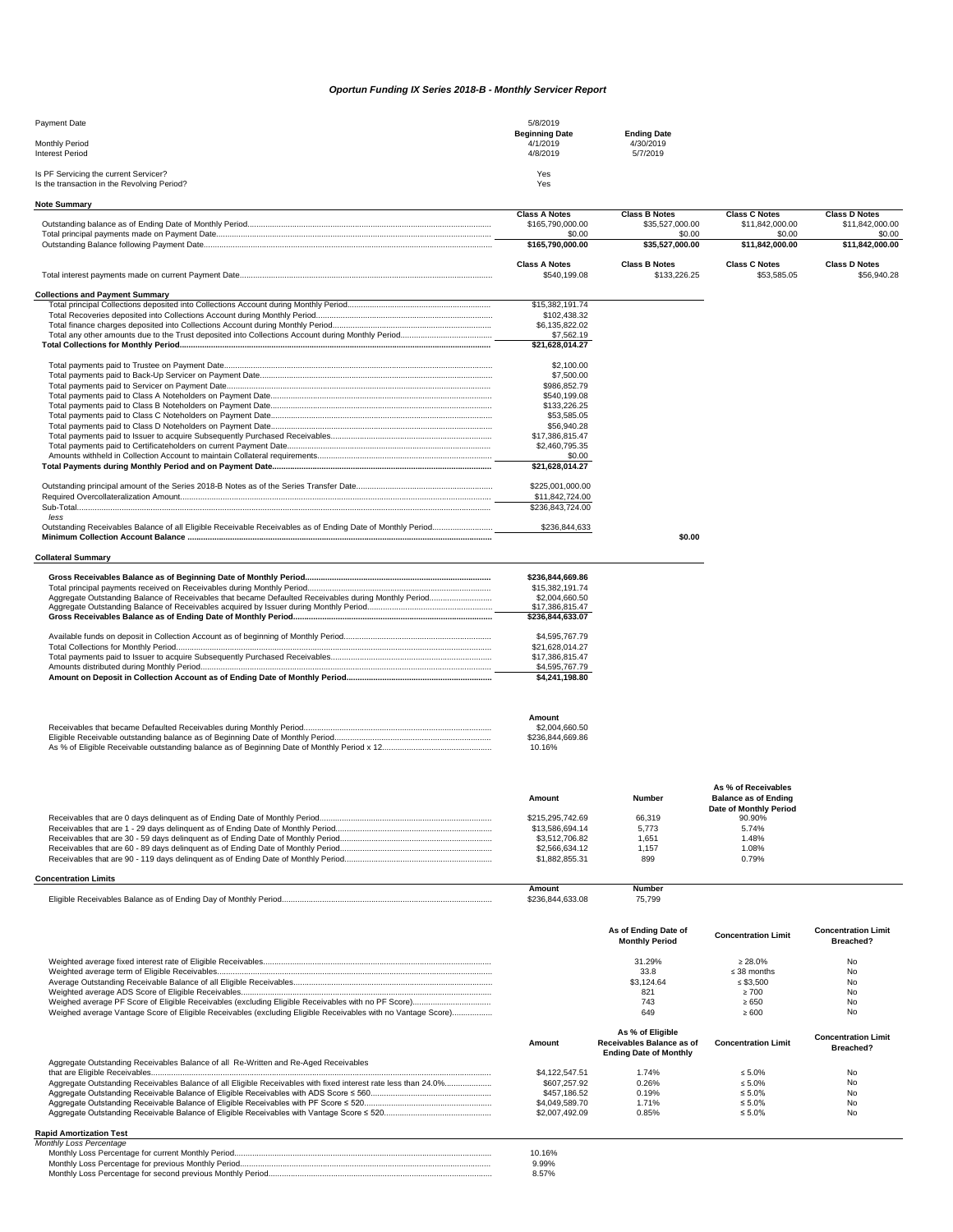# *Oportun Funding IX Series 2018-B - Monthly Servicer Report*

| | | |
|---|---|---|
| Payment Date | 5/8/2019 | |
| | **Beginning Date** | **Ending Date** |
| Monthly Period | 4/1/2019 | 4/30/2019 |
| Interest Period | 4/8/2019 | 5/7/2019 |

| | |
|---|---|
| Is PF Servicing the current Servicer? | Yes |
| Is the transaction in the Revolving Period? | Yes |

**Note Summary**

| | Class A Notes | Class B Notes | Class C Notes | Class D Notes |
|---|---|---|---|---|
| Outstanding balance as of Ending Date of Monthly Period | $165,790,000.00 | $35,527,000.00 | $11,842,000.00 | $11,842,000.00 |
| Total principal payments made on Payment Date | $0.00 | $0.00 | $0.00 | $0.00 |
| Outstanding Balance following Payment Date | **$165,790,000.00** | **$35,527,000.00** | **$11,842,000.00** | **$11,842,000.00** |

| | Class A Notes | Class B Notes | Class C Notes | Class D Notes |
|---|---|---|---|---|
| Total interest payments made on current Payment Date | $540,199.08 | $133,226.25 | $53,585.05 | $56,940.28 |

**Collections and Payment Summary**

| | | |
|---|---|---|
| Total principal Collections deposited into Collections Account during Monthly Period | $15,382,191.74 | |
| Total Recoveries deposited into Collections Account during Monthly Period | $102,438.32 | |
| Total finance charges deposited into Collections Account during Monthly Period | $6,135,822.02 | |
| Total any other amounts due to the Trust deposited into Collections Account during Monthly Period | $7,562.19 | |
| **Total Collections for Monthly Period** | **$21,628,014.27** | |
| Total payments paid to Trustee on Payment Date | $2,100.00 | |
| Total payments paid to Back-Up Servicer on Payment Date | $7,500.00 | |
| Total payments paid to Servicer on Payment Date | $986,852.79 | |
| Total payments paid to Class A Noteholders on Payment Date | $540,199.08 | |
| Total payments paid to Class B Noteholders on Payment Date | $133,226.25 | |
| Total payments paid to Class C Noteholders on Payment Date | $53,585.05 | |
| Total payments paid to Class D Noteholders on Payment Date | $56,940.28 | |
| Total payments paid to Issuer to acquire Subsequently Purchased Receivables | $17,386,815.47 | |
| Total payments paid to Certificateholders on current Payment Date | $2,460,795.35 | |
| Amounts withheld in Collection Account to maintain Collateral requirements | $0.00 | |
| **Total Payments during Monthly Period and on Payment Date** | **$21,628,014.27** | |
| Outstanding principal amount of the Series 2018-B Notes as of the Series Transfer Date | $225,001,000.00 | |
| Required Overcollateralization Amount | $11,842,724.00 | |
| Sub-Total | $236,843,724.00 | |
| *less* | | |
| Outstanding Receivables Balance of all Eligible Receivable Receivables as of Ending Date of Monthly Period | $236,844,633 | |
| **Minimum Collection Account Balance** | | **$0.00** |

**Collateral Summary**

| | |
|---|---|
| **Gross Receivables Balance as of Beginning Date of Monthly Period** | **$236,844,669.86** |
| Total principal payments received on Receivables during Monthly Period | $15,382,191.74 |
| Aggregate Outstanding Balance of Receivables that became Defaulted Receivables during Monthly Period | $2,004,660.50 |
| Aggregate Outstanding Balance of Receivables acquired by Issuer during Monthly Period | $17,386,815.47 |
| **Gross Receivables Balance as of Ending Date of Monthly Period** | **$236,844,633.07** |
| Available funds on deposit in Collection Account as of beginning of Monthly Period | $4,595,767.79 |
| Total Collections for Monthly Period | $21,628,014.27 |
| Total payments paid to Issuer to acquire Subsequently Purchased Receivables | $17,386,815.47 |
| Amounts distributed during Monthly Period | $4,595,767.79 |
| **Amount on Deposit in Collection Account as of Ending Date of Monthly Period** | **$4,241,198.80** |

| | Amount |
|---|---|
| Receivables that became Defaulted Receivables during Monthly Period | $2,004,660.50 |
| Eligible Receivable outstanding balance as of Beginning Date of Monthly Period | $236,844,669.86 |
| As % of Eligible Receivable outstanding balance as of Beginning Date of Monthly Period x 12 | 10.16% |

| | Amount | Number | As % of Receivables Balance as of Ending Date of Monthly Period |
|---|---|---|---|
| Receivables that are 0 days delinquent as of Ending Date of Monthly Period | $215,295,742.69 | 66,319 | 90.90% |
| Receivables that are 1 - 29 days delinquent as of Ending Date of Monthly Period | $13,586,694.14 | 5,773 | 5.74% |
| Receivables that are 30 - 59 days delinquent as of Ending Date of Monthly Period | $3,512,706.82 | 1,651 | 1.48% |
| Receivables that are 60 - 89 days delinquent as of Ending Date of Monthly Period | $2,566,634.12 | 1,157 | 1.08% |
| Receivables that are 90 - 119 days delinquent as of Ending Date of Monthly Period | $1,882,855.31 | 899 | 0.79% |

**Concentration Limits**

| | Amount | Number |
|---|---|---|
| Eligible Receivables Balance as of Ending Day of Monthly Period | $236,844,633.08 | 75,799 |

| | As of Ending Date of Monthly Period | Concentration Limit | Concentration Limit Breached? |
|---|---|---|---|
| Weighted average fixed interest rate of Eligible Receivables | 31.29% | ≥ 28.0% | No |
| Weighted average term of Eligible Receivables | 33.8 | ≤ 38 months | No |
| Average Outstanding Receivable Balance of all Eligible Receivables | $3,124.64 | ≤ $3,500 | No |
| Weighted average ADS Score of Eligible Receivables | 821 | ≥ 700 | No |
| Weighed average PF Score of Eligible Receivables (excluding Eligible Receivables with no PF Score) | 743 | ≥ 650 | No |
| Weighed average Vantage Score of Eligible Receivables (excluding Eligible Receivables with no Vantage Score) | 649 | ≥ 600 | No |

| | Amount | As % of Eligible Receivables Balance as of Ending Date of Monthly | Concentration Limit | Concentration Limit Breached? |
|---|---|---|---|---|
| Aggregate Outstanding Receivables Balance of all Re-Written and Re-Aged Receivables that are Eligible Receivables | $4,122,547.51 | 1.74% | ≤ 5.0% | No |
| Aggregate Outstanding Receivables Balance of all Eligible Receivables with fixed interest rate less than 24.0% | $607,257.92 | 0.26% | ≤ 5.0% | No |
| Aggregate Outstanding Receivable Balance of Eligible Receivables with ADS Score ≤ 560 | $457,186.52 | 0.19% | ≤ 5.0% | No |
| Aggregate Outstanding Receivable Balance of Eligible Receivables with PF Score ≤ 520 | $4,049,589.70 | 1.71% | ≤ 5.0% | No |
| Aggregate Outstanding Receivable Balance of Eligible Receivables with Vantage Score ≤ 520 | $2,007,492.09 | 0.85% | ≤ 5.0% | No |

**Rapid Amortization Test**

*Monthly Loss Percentage*

| | |
|---|---|
| Monthly Loss Percentage for current Monthly Period | 10.16% |
| Monthly Loss Percentage for previous Monthly Period | 9.99% |
| Monthly Loss Percentage for second previous Monthly Period | 8.57% |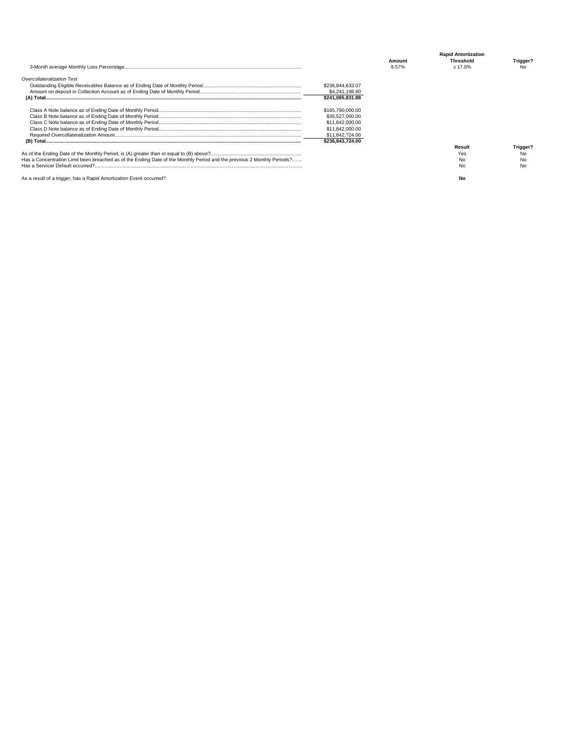| | | Amount | Rapid Amortization Threshold | Trigger? |
|---|---|---|---|---|
| 3-Month average Monthly Loss Percentage | | 9.57% | ≤ 17.0% | No |

*Overcollateralization Test*

| | |
|---|---|
| Outstanding Eligible Receivables Balance as of Ending Date of Monthly Period | $236,844,633.07 |
| Amount on deposit in Collection Account as of Ending Date of Monthly Period | $4,241,198.80 |
| **(A) Total** | **$241,085,831.88** |
| Class A Note balance as of Ending Date of Monthly Period | $165,790,000.00 |
| Class B Note balance as of Ending Date of Monthly Period | $35,527,000.00 |
| Class C Note balance as of Ending Date of Monthly Period | $11,842,000.00 |
| Class D Note balance as of Ending Date of Monthly Period | $11,842,000.00 |
| Required Overcollateralization Amount | $11,842,724.00 |
| **(B) Total** | **$236,843,724.00** |

| | Result | Trigger? |
|---|---|---|
| As of the Ending Date of the Monthly Period, is (A) greater than or equal to (B) above? | Yes | No |
| Has a Concentration Limit been breached as of the Ending Date of the Monthly Period and the previous 2 Monthly Periods? | No | No |
| Has a Servicer Default occurred? | No | No |
| As a result of a trigger, has a Rapid Amortization Event occurred? | **No** | |